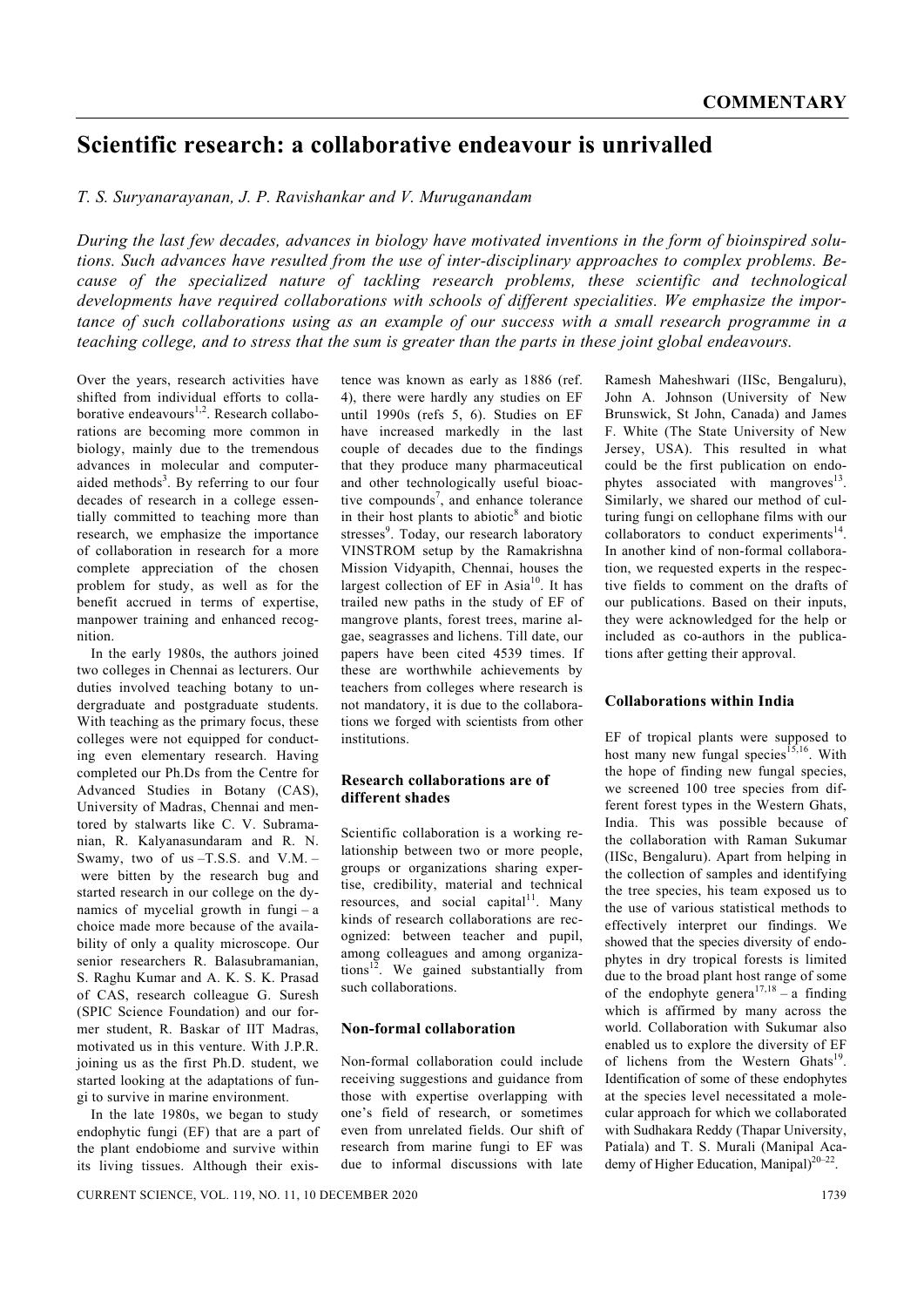# Scientific research: a collaborative endeavour is unrivalled

*T. S. Suryanarayanan, J. P. Ravishankar and V. Muruganandam*

*During the last few decades, advances in biology have motivated inventions in the form of bioinspired solutions. Such advances have resulted from the use of inter-disciplinary approaches to complex problems. Because of the specialized nature of tackling research problems, these scientific and technological developments have required collaborations with schools of different specialities. We emphasize the importance of such collaborations using as an example of our success with a small research programme in a teaching college, and to stress that the sum is greater than the parts in these joint global endeavours.*

Over the years, research activities have shifted from individual efforts to collaborative endeavours[1,2]. Research collaborations are becoming more common in biology, mainly due to the tremendous advances in molecular and computer-aided methods[3]. By referring to our four decades of research in a college essentially committed to teaching more than research, we emphasize the importance of collaboration in research for a more complete appreciation of the chosen problem for study, as well as for the benefit accrued in terms of expertise, manpower training and enhanced recognition.

In the early 1980s, the authors joined two colleges in Chennai as lecturers. Our duties involved teaching botany to undergraduate and postgraduate students. With teaching as the primary focus, these colleges were not equipped for conducting even elementary research. Having completed our Ph.Ds from the Centre for Advanced Studies in Botany (CAS), University of Madras, Chennai and mentored by stalwarts like C. V. Subramanian, R. Kalyanasundaram and R. N. Swamy, two of us –T.S.S. and V.M. – were bitten by the research bug and started research in our college on the dynamics of mycelial growth in fungi – a choice made more because of the availability of only a quality microscope. Our senior researchers R. Balasubramanian, S. Raghu Kumar and A. K. S. K. Prasad of CAS, research colleague G. Suresh (SPIC Science Foundation) and our former student, R. Baskar of IIT Madras, motivated us in this venture. With J.P.R. joining us as the first Ph.D. student, we started looking at the adaptations of fungi to survive in marine environment.

In the late 1980s, we began to study endophytic fungi (EF) that are a part of the plant endobiome and survive within its living tissues. Although their existence was known as early as 1886 (ref. 4), there were hardly any studies on EF until 1990s (refs 5, 6). Studies on EF have increased markedly in the last couple of decades due to the findings that they produce many pharmaceutical and other technologically useful bioactive compounds[7], and enhance tolerance in their host plants to abiotic[8] and biotic stresses[9]. Today, our research laboratory VINSTROM setup by the Ramakrishna Mission Vidyapith, Chennai, houses the largest collection of EF in Asia[10]. It has trailed new paths in the study of EF of mangrove plants, forest trees, marine algae, seagrasses and lichens. Till date, our papers have been cited 4539 times. If these are worthwhile achievements by teachers from colleges where research is not mandatory, it is due to the collaborations we forged with scientists from other institutions.

## Research collaborations are of different shades

Scientific collaboration is a working relationship between two or more people, groups or organizations sharing expertise, credibility, material and technical resources, and social capital[11]. Many kinds of research collaborations are recognized: between teacher and pupil, among colleagues and among organizations[12]. We gained substantially from such collaborations.

## Non-formal collaboration

Non-formal collaboration could include receiving suggestions and guidance from those with expertise overlapping with one's field of research, or sometimes even from unrelated fields. Our shift of research from marine fungi to EF was due to informal discussions with late Ramesh Maheshwari (IISc, Bengaluru), John A. Johnson (University of New Brunswick, St John, Canada) and James F. White (The State University of New Jersey, USA). This resulted in what could be the first publication on endophytes associated with mangroves[13]. Similarly, we shared our method of culturing fungi on cellophane films with our collaborators to conduct experiments[14]. In another kind of non-formal collaboration, we requested experts in the respective fields to comment on the drafts of our publications. Based on their inputs, they were acknowledged for the help or included as co-authors in the publications after getting their approval.

## Collaborations within India

EF of tropical plants were supposed to host many new fungal species[15,16]. With the hope of finding new fungal species, we screened 100 tree species from different forest types in the Western Ghats, India. This was possible because of the collaboration with Raman Sukumar (IISc, Bengaluru). Apart from helping in the collection of samples and identifying the tree species, his team exposed us to the use of various statistical methods to effectively interpret our findings. We showed that the species diversity of endophytes in dry tropical forests is limited due to the broad plant host range of some of the endophyte genera[17,18] – a finding which is affirmed by many across the world. Collaboration with Sukumar also enabled us to explore the diversity of EF of lichens from the Western Ghats[19]. Identification of some of these endophytes at the species level necessitated a molecular approach for which we collaborated with Sudhakara Reddy (Thapar University, Patiala) and T. S. Murali (Manipal Academy of Higher Education, Manipal)[20–22].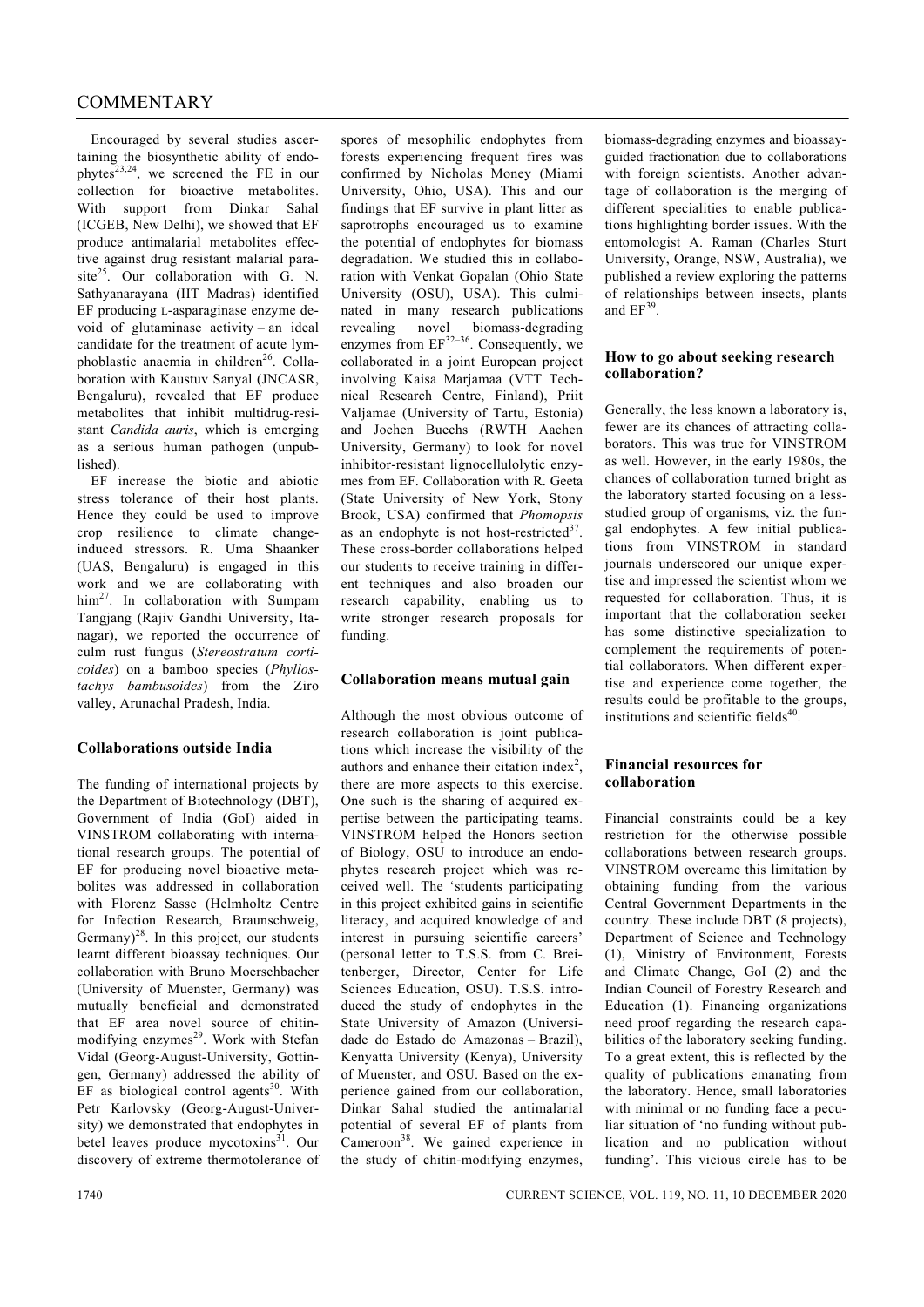Encouraged by several studies ascertaining the biosynthetic ability of endophytes[23,24], we screened the FE in our collection for bioactive metabolites. With support from Dinkar Sahal (ICGEB, New Delhi), we showed that EF produce antimalarial metabolites effective against drug resistant malarial parasite[25]. Our collaboration with G. N. Sathyanarayana (IIT Madras) identified EF producing L-asparaginase enzyme devoid of glutaminase activity – an ideal candidate for the treatment of acute lymphoblastic anaemia in children[26]. Collaboration with Kaustuv Sanyal (JNCASR, Bengaluru), revealed that EF produce metabolites that inhibit multidrug-resistant *Candida auris*, which is emerging as a serious human pathogen (unpublished).

EF increase the biotic and abiotic stress tolerance of their host plants. Hence they could be used to improve crop resilience to climate change-induced stressors. R. Uma Shaanker (UAS, Bengaluru) is engaged in this work and we are collaborating with him[27]. In collaboration with Sumpam Tangjang (Rajiv Gandhi University, Itanagar), we reported the occurrence of culm rust fungus (*Stereostratum corticoides*) on a bamboo species (*Phyllostachys bambusoides*) from the Ziro valley, Arunachal Pradesh, India.

## Collaborations outside India

The funding of international projects by the Department of Biotechnology (DBT), Government of India (GoI) aided in VINSTROM collaborating with international research groups. The potential of EF for producing novel bioactive metabolites was addressed in collaboration with Florenz Sasse (Helmholtz Centre for Infection Research, Braunschweig, Germany)[28]. In this project, our students learnt different bioassay techniques. Our collaboration with Bruno Moerschbacher (University of Muenster, Germany) was mutually beneficial and demonstrated that EF area novel source of chitin-modifying enzymes[29]. Work with Stefan Vidal (Georg-August-University, Gottingen, Germany) addressed the ability of EF as biological control agents[30]. With Petr Karlovsky (Georg-August-University) we demonstrated that endophytes in betel leaves produce mycotoxins[31]. Our discovery of extreme thermotolerance of spores of mesophilic endophytes from forests experiencing frequent fires was confirmed by Nicholas Money (Miami University, Ohio, USA). This and our findings that EF survive in plant litter as saprotrophs encouraged us to examine the potential of endophytes for biomass degradation. We studied this in collaboration with Venkat Gopalan (Ohio State University (OSU), USA). This culminated in many research publications revealing novel biomass-degrading enzymes from EF[32–36]. Consequently, we collaborated in a joint European project involving Kaisa Marjamaa (VTT Technical Research Centre, Finland), Priit Valjamae (University of Tartu, Estonia) and Jochen Buechs (RWTH Aachen University, Germany) to look for novel inhibitor-resistant lignocellulolytic enzymes from EF. Collaboration with R. Geeta (State University of New York, Stony Brook, USA) confirmed that *Phomopsis* as an endophyte is not host-restricted[37]. These cross-border collaborations helped our students to receive training in different techniques and also broaden our research capability, enabling us to write stronger research proposals for funding.

## Collaboration means mutual gain

Although the most obvious outcome of research collaboration is joint publications which increase the visibility of the authors and enhance their citation index[2], there are more aspects to this exercise. One such is the sharing of acquired expertise between the participating teams. VINSTROM helped the Honors section of Biology, OSU to introduce an endophytes research project which was received well. The 'students participating in this project exhibited gains in scientific literacy, and acquired knowledge of and interest in pursuing scientific careers' (personal letter to T.S.S. from C. Breitenberger, Director, Center for Life Sciences Education, OSU). T.S.S. introduced the study of endophytes in the State University of Amazon (Universidade do Estado do Amazonas – Brazil), Kenyatta University (Kenya), University of Muenster, and OSU. Based on the experience gained from our collaboration, Dinkar Sahal studied the antimalarial potential of several EF of plants from Cameroon[38]. We gained experience in the study of chitin-modifying enzymes, biomass-degrading enzymes and bioassay-guided fractionation due to collaborations with foreign scientists. Another advantage of collaboration is the merging of different specialities to enable publications highlighting border issues. With the entomologist A. Raman (Charles Sturt University, Orange, NSW, Australia), we published a review exploring the patterns of relationships between insects, plants and EF[39].

## How to go about seeking research collaboration?

Generally, the less known a laboratory is, fewer are its chances of attracting collaborators. This was true for VINSTROM as well. However, in the early 1980s, the chances of collaboration turned bright as the laboratory started focusing on a less-studied group of organisms, viz. the fungal endophytes. A few initial publications from VINSTROM in standard journals underscored our unique expertise and impressed the scientist whom we requested for collaboration. Thus, it is important that the collaboration seeker has some distinctive specialization to complement the requirements of potential collaborators. When different expertise and experience come together, the results could be profitable to the groups, institutions and scientific fields[40].

## Financial resources for collaboration

Financial constraints could be a key restriction for the otherwise possible collaborations between research groups. VINSTROM overcame this limitation by obtaining funding from the various Central Government Departments in the country. These include DBT (8 projects), Department of Science and Technology (1), Ministry of Environment, Forests and Climate Change, GoI (2) and the Indian Council of Forestry Research and Education (1). Financing organizations need proof regarding the research capabilities of the laboratory seeking funding. To a great extent, this is reflected by the quality of publications emanating from the laboratory. Hence, small laboratories with minimal or no funding face a peculiar situation of 'no funding without publication and no publication without funding'. This vicious circle has to be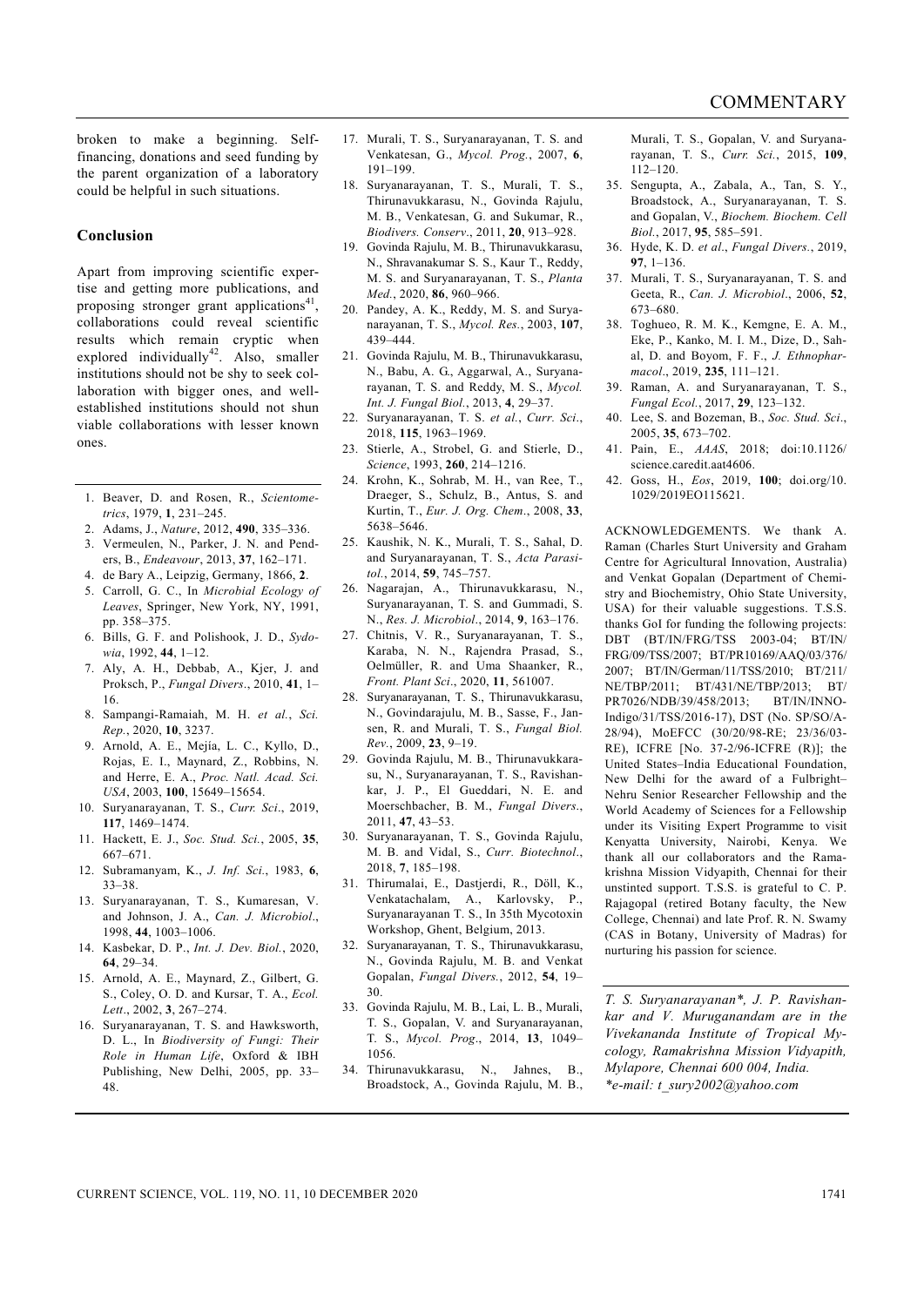broken to make a beginning. Self-financing, donations and seed funding by the parent organization of a laboratory could be helpful in such situations.

## Conclusion

Apart from improving scientific expertise and getting more publications, and proposing stronger grant applications[41], collaborations could reveal scientific results which remain cryptic when explored individually[42]. Also, smaller institutions should not be shy to seek collaboration with bigger ones, and well-established institutions should not shun viable collaborations with lesser known ones.

1. Beaver, D. and Rosen, R., *Scientometrics*, 1979, **1**, 231–245.
2. Adams, J., *Nature*, 2012, **490**, 335–336.
3. Vermeulen, N., Parker, J. N. and Penders, B., *Endeavour*, 2013, **37**, 162–171.
4. de Bary A., Leipzig, Germany, 1866, **2**.
5. Carroll, G. C., In *Microbial Ecology of Leaves*, Springer, New York, NY, 1991, pp. 358–375.
6. Bills, G. F. and Polishook, J. D., *Sydowia*, 1992, **44**, 1–12.
7. Aly, A. H., Debbab, A., Kjer, J. and Proksch, P., *Fungal Divers*., 2010, **41**, 1–16.
8. Sampangi-Ramaiah, M. H. *et al.*, *Sci. Rep.*, 2020, **10**, 3237.
9. Arnold, A. E., Mejía, L. C., Kyllo, D., Rojas, E. I., Maynard, Z., Robbins, N. and Herre, E. A., *Proc. Natl. Acad. Sci. USA*, 2003, **100**, 15649–15654.
10. Suryanarayanan, T. S., *Curr. Sci*., 2019, **117**, 1469–1474.
11. Hackett, E. J., *Soc. Stud. Sci.*, 2005, **35**, 667–671.
12. Subramanyam, K., *J. Inf. Sci.*, 1983, **6**, 33–38.
13. Suryanarayanan, T. S., Kumaresan, V. and Johnson, J. A., *Can. J. Microbiol*., 1998, **44**, 1003–1006.
14. Kasbekar, D. P., *Int. J. Dev. Biol.*, 2020, **64**, 29–34.
15. Arnold, A. E., Maynard, Z., Gilbert, G. S., Coley, O. D. and Kursar, T. A., *Ecol. Lett*., 2002, **3**, 267–274.
16. Suryanarayanan, T. S. and Hawksworth, D. L., In *Biodiversity of Fungi: Their Role in Human Life*, Oxford & IBH Publishing, New Delhi, 2005, pp. 33–48.
17. Murali, T. S., Suryanarayanan, T. S. and Venkatesan, G., *Mycol. Prog.*, 2007, **6**, 191–199.
18. Suryanarayanan, T. S., Murali, T. S., Thirunavukkarasu, N., Govinda Rajulu, M. B., Venkatesan, G. and Sukumar, R., *Biodivers. Conserv*., 2011, **20**, 913–928.
19. Govinda Rajulu, M. B., Thirunavukkarasu, N., Shravanakumar S. S., Kaur T., Reddy, M. S. and Suryanarayanan, T. S., *Planta Med*., 2020, **86**, 960–966.
20. Pandey, A. K., Reddy, M. S. and Suryanarayanan, T. S., *Mycol. Res.*, 2003, **107**, 439–444.
21. Govinda Rajulu, M. B., Thirunavukkarasu, N., Babu, A. G., Aggarwal, A., Suryanarayanan, T. S. and Reddy, M. S., *Mycol. Int. J. Fungal Biol.*, 2013, **4**, 29–37.
22. Suryanarayanan, T. S. *et al.*, *Curr. Sci*., 2018, **115**, 1963–1969.
23. Stierle, A., Strobel, G. and Stierle, D., *Science*, 1993, **260**, 214–1216.
24. Krohn, K., Sohrab, M. H., van Ree, T., Draeger, S., Schulz, B., Antus, S. and Kurtin, T., *Eur. J. Org. Chem*., 2008, **33**, 5638–5646.
25. Kaushik, N. K., Murali, T. S., Sahal, D. and Suryanarayanan, T. S., *Acta Parasitol.*, 2014, **59**, 745–757.
26. Nagarajan, A., Thirunavukkarasu, N., Suryanarayanan, T. S. and Gummadi, S. N., *Res. J. Microbiol*., 2014, **9**, 163–176.
27. Chitnis, V. R., Suryanarayanan, T. S., Karaba, N. N., Rajendra Prasad, S., Oelmüller, R. and Uma Shaanker, R., *Front. Plant Sci*., 2020, **11**, 561007.
28. Suryanarayanan, T. S., Thirunavukkarasu, N., Govindarajulu, M. B., Sasse, F., Jansen, R. and Murali, T. S., *Fungal Biol. Rev.*, 2009, **23**, 9–19.
29. Govinda Rajulu, M. B., Thirunavukkarasu, N., Suryanarayanan, T. S., Ravishankar, J. P., El Gueddari, N. E. and Moerschbacher, B. M., *Fungal Divers.*, 2011, **47**, 43–53.
30. Suryanarayanan, T. S., Govinda Rajulu, M. B. and Vidal, S., *Curr. Biotechnol*., 2018, **7**, 185–198.
31. Thirumalai, E., Dastjerdi, R., Döll, K., Venkatachalam, A., Karlovsky, P., Suryanarayanan T. S., In 35th Mycotoxin Workshop, Ghent, Belgium, 2013.
32. Suryanarayanan, T. S., Thirunavukkarasu, N., Govinda Rajulu, M. B. and Venkat Gopalan, *Fungal Divers.*, 2012, **54**, 19–30.
33. Govinda Rajulu, M. B., Lai, L. B., Murali, T. S., Gopalan, V. and Suryanarayanan, T. S., *Mycol. Prog*., 2014, **13**, 1049–1056.
34. Thirunavukkarasu, N., Jahnes, B., Broadstock, A., Govinda Rajulu, M. B., Murali, T. S., Gopalan, V. and Suryanarayanan, T. S., *Curr. Sci.*, 2015, **109**, 112–120.
35. Sengupta, A., Zabala, A., Tan, S. Y., Broadstock, A., Suryanarayanan, T. S. and Gopalan, V., *Biochem. Biochem. Cell Biol.*, 2017, **95**, 585–591.
36. Hyde, K. D. *et al*., *Fungal Divers.*, 2019, **97**, 1–136.
37. Murali, T. S., Suryanarayanan, T. S. and Geeta, R., *Can. J. Microbiol*., 2006, **52**, 673–680.
38. Toghueo, R. M. K., Kemgne, E. A. M., Eke, P., Kanko, M. I. M., Dize, D., Sahal, D. and Boyom, F. F., *J. Ethnopharmacol*., 2019, **235**, 111–121.
39. Raman, A. and Suryanarayanan, T. S., *Fungal Ecol.*, 2017, **29**, 123–132.
40. Lee, S. and Bozeman, B., *Soc. Stud. Sci*., 2005, **35**, 673–702.
41. Pain, E., *AAAS*, 2018; doi:10.1126/science.caredit.aat4606.
42. Goss, H., *Eos*, 2019, **100**; doi.org/10.1029/2019EO115621.

ACKNOWLEDGEMENTS. We thank A. Raman (Charles Sturt University and Graham Centre for Agricultural Innovation, Australia) and Venkat Gopalan (Department of Chemistry and Biochemistry, Ohio State University, USA) for their valuable suggestions. T.S.S. thanks GoI for funding the following projects: DBT (BT/IN/FRG/TSS 2003-04; BT/IN/FRG/09/TSS/2007; BT/PR10169/AAQ/03/376/2007; BT/IN/German/11/TSS/2010; BT/211/NE/TBP/2011; BT/431/NE/TBP/2013; BT/PR7026/NDB/39/458/2013; BT/IN/INNO-Indigo/31/TSS/2016-17), DST (No. SP/SO/A-28/94), MoEFCC (30/20/98-RE; 23/36/03-RE), ICFRE [No. 37-2/96-ICFRE (R)]; the United States–India Educational Foundation, New Delhi for the award of a Fulbright–Nehru Senior Researcher Fellowship and the World Academy of Sciences for a Fellowship under its Visiting Expert Programme to visit Kenyatta University, Nairobi, Kenya. We thank all our collaborators and the Ramakrishna Mission Vidyapith, Chennai for their unstinted support. T.S.S. is grateful to C. P. Rajagopal (retired Botany faculty, the New College, Chennai) and late Prof. R. N. Swamy (CAS in Botany, University of Madras) for nurturing his passion for science.

*T. S. Suryanarayanan\*, J. P. Ravishankar and V. Muruganandam are in the Vivekananda Institute of Tropical Mycology, Ramakrishna Mission Vidyapith, Mylapore, Chennai 600 004, India.*
*\*e-mail: t_sury2002@yahoo.com*